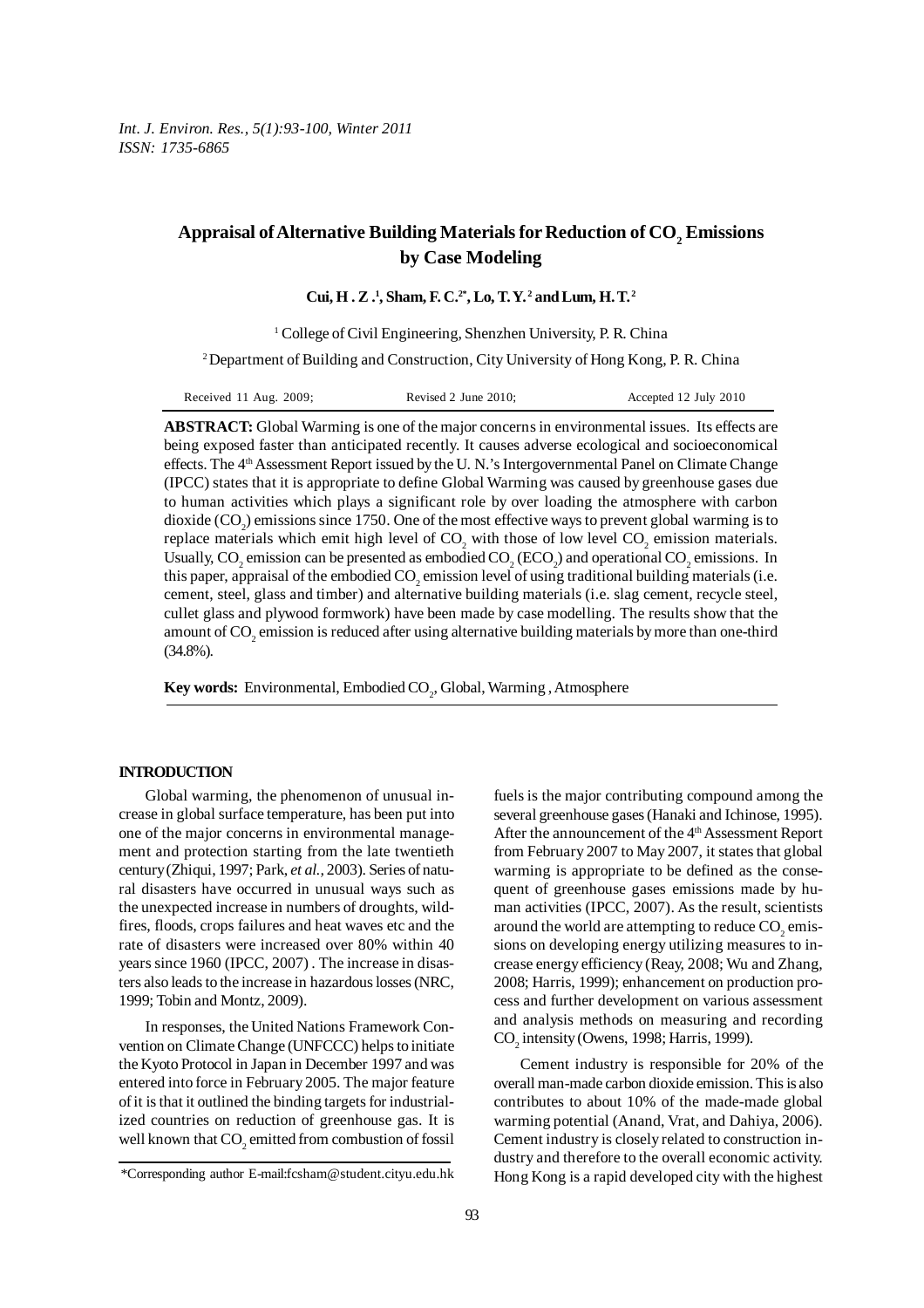# Appraisal of Alternative Building Materials for Reduction of $CO_2$ Emissions by Case Modeling

**Cui, H. Z.[1], Sham, F. C.[2*], Lo, T. Y.[2] and Lum, H. T.[2]**

[1] College of Civil Engineering, Shenzhen University, P. R. China

[2] Department of Building and Construction, City University of Hong Kong, P. R. China

Received 11 Aug. 2009; Revised 2 June 2010; Accepted 12 July 2010

**ABSTRACT:** Global Warming is one of the major concerns in environmental issues. Its effects are being exposed faster than anticipated recently. It causes adverse ecological and socioeconomical effects. The 4th Assessment Report issued by the U. N.'s Intergovernmental Panel on Climate Change (IPCC) states that it is appropriate to define Global Warming was caused by greenhouse gases due to human activities which plays a significant role by over loading the atmosphere with carbon dioxide ($CO_2$) emissions since 1750. One of the most effective ways to prevent global warming is to replace materials which emit high level of $CO_2$ with those of low level $CO_2$ emission materials. Usually, $CO_2$ emission can be presented as embodied $CO_2$ ($ECO_2$) and operational $CO_2$ emissions. In this paper, appraisal of the embodied $CO_2$ emission level of using traditional building materials (i.e. cement, steel, glass and timber) and alternative building materials (i.e. slag cement, recycle steel, cullet glass and plywood formwork) have been made by case modelling. The results show that the amount of $CO_2$ emission is reduced after using alternative building materials by more than one-third (34.8%).

**Key words:** Environmental, Embodied $CO_2$, Global, Warming , Atmosphere

## INTRODUCTION

Global warming, the phenomenon of unusual increase in global surface temperature, has been put into one of the major concerns in environmental management and protection starting from the late twentieth century (Zhiqui, 1997; Park, *et al.*, 2003). Series of natural disasters have occurred in unusual ways such as the unexpected increase in numbers of droughts, wildfires, floods, crops failures and heat waves etc and the rate of disasters were increased over 80% within 40 years since 1960 (IPCC, 2007) . The increase in disasters also leads to the increase in hazardous losses (NRC, 1999; Tobin and Montz, 2009).

In responses, the United Nations Framework Convention on Climate Change (UNFCCC) helps to initiate the Kyoto Protocol in Japan in December 1997 and was entered into force in February 2005. The major feature of it is that it outlined the binding targets for industrialized countries on reduction of greenhouse gas. It is well known that $CO_2$ emitted from combustion of fossil fuels is the major contributing compound among the several greenhouse gases (Hanaki and Ichinose, 1995). After the announcement of the 4th Assessment Report from February 2007 to May 2007, it states that global warming is appropriate to be defined as the consequent of greenhouse gases emissions made by human activities (IPCC, 2007). As the result, scientists around the world are attempting to reduce $CO_2$ emissions on developing energy utilizing measures to increase energy efficiency (Reay, 2008; Wu and Zhang, 2008; Harris, 1999); enhancement on production process and further development on various assessment and analysis methods on measuring and recording $CO_2$ intensity (Owens, 1998; Harris, 1999).

Cement industry is responsible for 20% of the overall man-made carbon dioxide emission. This is also contributes to about 10% of the made-made global warming potential (Anand, Vrat, and Dahiya, 2006). Cement industry is closely related to construction industry and therefore to the overall economic activity. Hong Kong is a rapid developed city with the highest

*Corresponding author E-mail:fcsham@student.cityu.edu.hk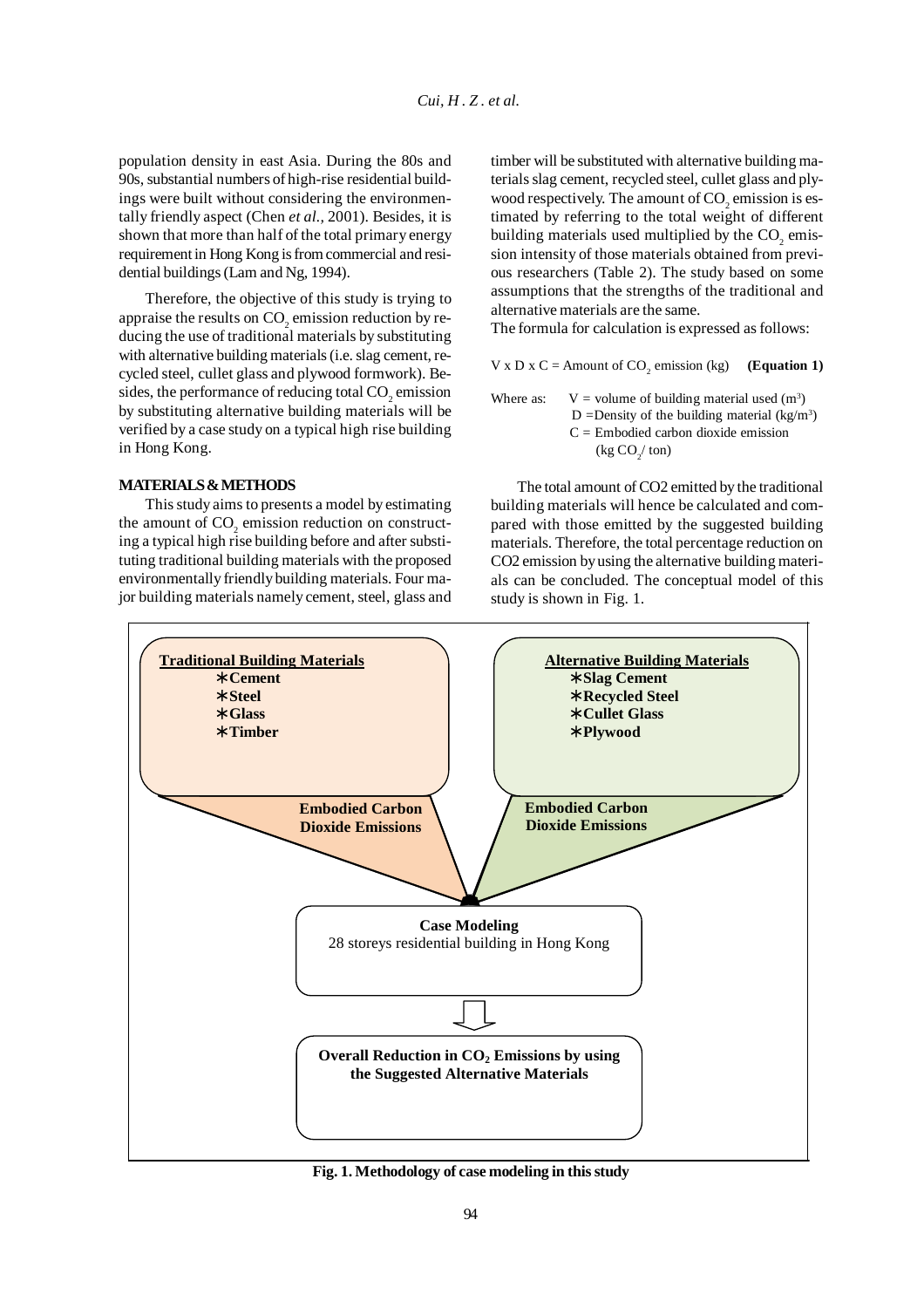population density in east Asia. During the 80s and 90s, substantial numbers of high-rise residential buildings were built without considering the environmentally friendly aspect (Chen *et al.*, 2001). Besides, it is shown that more than half of the total primary energy requirement in Hong Kong is from commercial and residential buildings (Lam and Ng, 1994).

Therefore, the objective of this study is trying to appraise the results on $CO_2$ emission reduction by reducing the use of traditional materials by substituting with alternative building materials (i.e. slag cement, recycled steel, cullet glass and plywood formwork). Besides, the performance of reducing total $CO_2$ emission by substituting alternative building materials will be verified by a case study on a typical high rise building in Hong Kong.

## MATERIALS & METHODS

This study aims to presents a model by estimating the amount of $CO_2$ emission reduction on constructing a typical high rise building before and after substituting traditional building materials with the proposed environmentally friendly building materials. Four major building materials namely cement, steel, glass and timber will be substituted with alternative building materials slag cement, recycled steel, cullet glass and plywood respectively. The amount of $CO_2$ emission is estimated by referring to the total weight of different building materials used multiplied by the $CO_2$ emission intensity of those materials obtained from previous researchers (Table 2). The study based on some assumptions that the strengths of the traditional and alternative materials are the same.

The formula for calculation is expressed as follows:

$$V \times D \times C = \text{Amount of } CO_2 \text{ emission (kg)} \quad \textbf{(Equation 1)}$$

Where as: $V$ = volume of building material used ($m^3$)
$D$ = Density of the building material ($kg/m^3$)
$C$ = Embodied carbon dioxide emission ($kg\ CO_2/$ ton)

The total amount of CO2 emitted by the traditional building materials will hence be calculated and compared with those emitted by the suggested building materials. Therefore, the total percentage reduction on CO2 emission by using the alternative building materials can be concluded. The conceptual model of this study is shown in Fig. 1.

**Traditional Building Materials**
- **Cement**
- **Steel**
- **Glass**
- **Timber**

**Alternative Building Materials**
- **Slag Cement**
- **Recycled Steel**
- **Cullet Glass**
- **Plywood**

**Embodied Carbon Dioxide Emissions** | **Embodied Carbon Dioxide Emissions**

**Case Modeling**
28 storeys residential building in Hong Kong

**Overall Reduction in $CO_2$ Emissions by using the Suggested Alternative Materials**

**Fig. 1. Methodology of case modeling in this study**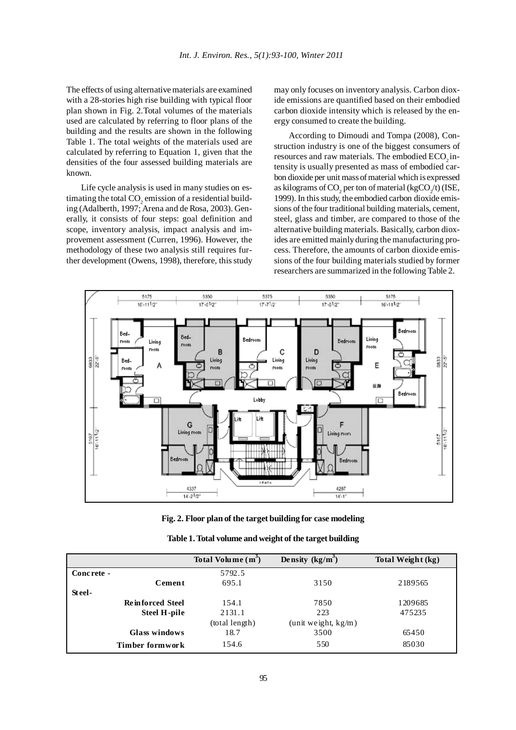The effects of using alternative materials are examined with a 28-stories high rise building with typical floor plan shown in Fig. 2.Total volumes of the materials used are calculated by referring to floor plans of the building and the results are shown in the following Table 1. The total weights of the materials used are calculated by referring to Equation 1, given that the densities of the four assessed building materials are known.

Life cycle analysis is used in many studies on estimating the total $CO_2$ emission of a residential building (Adalberth, 1997; Arena and de Rosa, 2003). Generally, it consists of four steps: goal definition and scope, inventory analysis, impact analysis and improvement assessment (Curren, 1996). However, the methodology of these two analysis still requires further development (Owens, 1998), therefore, this study may only focuses on inventory analysis. Carbon dioxide emissions are quantified based on their embodied carbon dioxide intensity which is released by the energy consumed to create the building.

According to Dimoudi and Tompa (2008), Construction industry is one of the biggest consumers of resources and raw materials. The embodied $ECO_2$ intensity is usually presented as mass of embodied carbon dioxide per unit mass of material which is expressed as kilograms of $CO_2$ per ton of material ($kgCO_2/t$) (ISE, 1999). In this study, the embodied carbon dioxide emissions of the four traditional building materials, cement, steel, glass and timber, are compared to those of the alternative building materials. Basically, carbon dioxides are emitted mainly during the manufacturing process. Therefore, the amounts of carbon dioxide emissions of the four building materials studied by former researchers are summarized in the following Table 2.

**Fig. 2. Floor plan of the target building for case modeling**

**Table 1. Total volume and weight of the target building**

| | Total Volume ($m^3$) | Density ($kg/m^3$) | Total Weight (kg) |
|---|---|---|---|
| **Concrete -** | 5792.5 | | |
| **Cement** | 695.1 | 3150 | 2189565 |
| **Steel-** | | | |
| **Reinforced Steel** | 154.1 | 7850 | 1209685 |
| **Steel H-pile** | 2131.1 (total length) | 223 (unit weight, kg/m) | 475235 |
| **Glass windows** | 18.7 | 3500 | 65450 |
| **Timber formwork** | 154.6 | 550 | 85030 |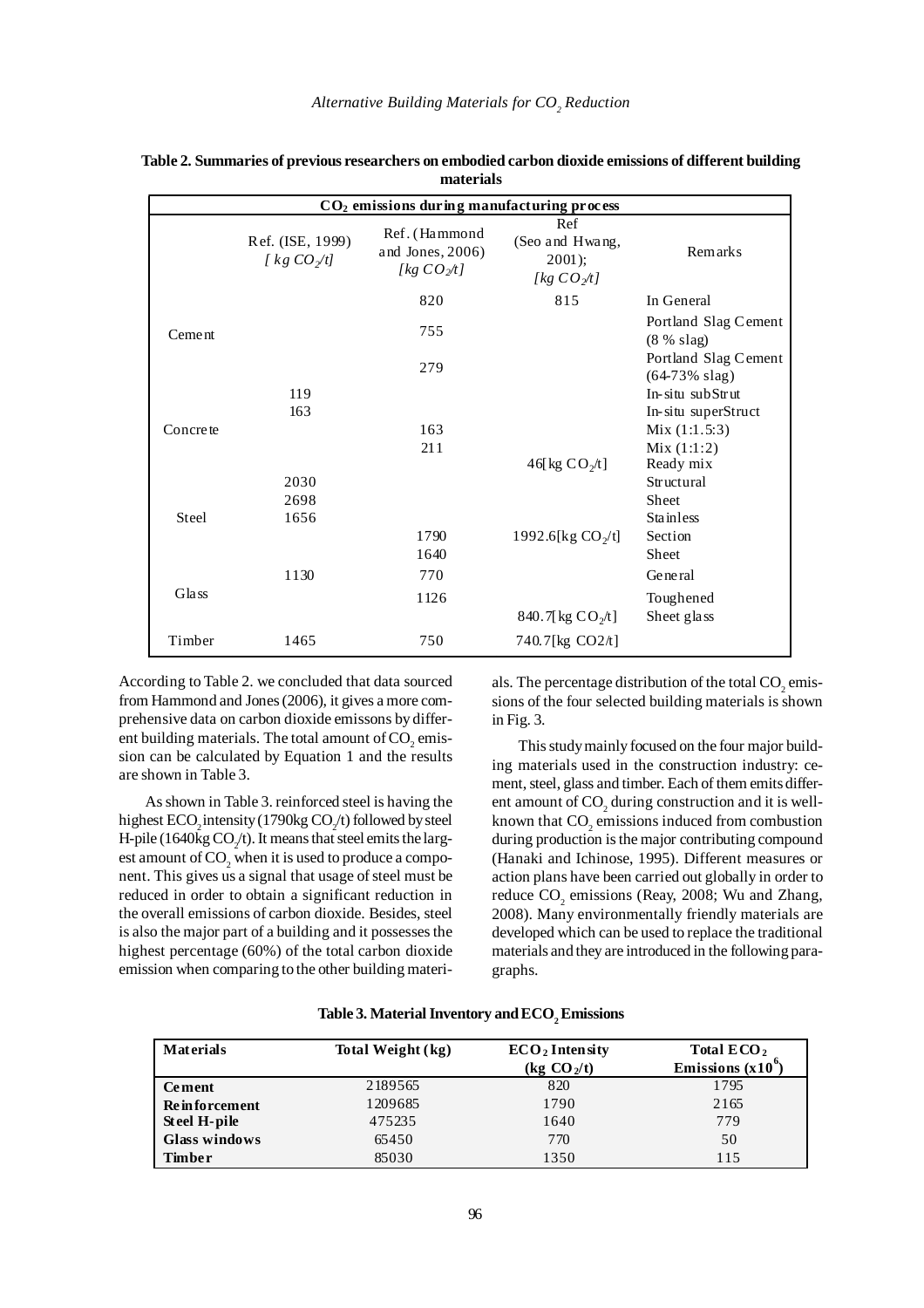**Table 2. Summaries of previous researchers on embodied carbon dioxide emissions of different building materials**

| $CO_2$ emissions during manufacturing process | | | | |
|---|---|---|---|---|
| | Ref. (ISE, 1999) [kg $CO_2$/t] | Ref. (Hammond and Jones, 2006) [kg $CO_2$/t] | Ref (Seo and Hwang, 2001); [kg $CO_2$/t] | Remarks |
| Cement | | 820 | 815 | In General |
| | | 755 | | Portland Slag Cement (8 % slag) |
| | | 279 | | Portland Slag Cement (64-73% slag) |
| Concrete | 119 | | | In-situ subStrut |
| | 163 | | | In-situ superStruct |
| | | 163 | | Mix (1:1.5:3) |
| | | 211 | | Mix (1:1:2) |
| | | | 46[kg $CO_2$/t] | Ready mix |
| Steel | 2030 | | | Structural |
| | 2698 | | | Sheet |
| | 1656 | | | Stainless |
| | | 1790 | 1992.6[kg $CO_2$/t] | Section |
| | | 1640 | | Sheet |
| Glass | 1130 | 770 | | General |
| | | 1126 | | Toughened |
| | | | 840.7[kg $CO_2$/t] | Sheet glass |
| Timber | 1465 | 750 | 740.7[kg CO2/t] | |

According to Table 2. we concluded that data sourced from Hammond and Jones (2006), it gives a more comprehensive data on carbon dioxide emissons by different building materials. The total amount of $CO_2$ emission can be calculated by Equation 1 and the results are shown in Table 3.

As shown in Table 3. reinforced steel is having the highest $ECO_2$ intensity (1790kg $CO_2$/t) followed by steel H-pile (1640kg $CO_2$/t). It means that steel emits the largest amount of $CO_2$ when it is used to produce a component. This gives us a signal that usage of steel must be reduced in order to obtain a significant reduction in the overall emissions of carbon dioxide. Besides, steel is also the major part of a building and it possesses the highest percentage (60%) of the total carbon dioxide emission when comparing to the other building materials. The percentage distribution of the total $CO_2$ emissions of the four selected building materials is shown in Fig. 3.

This study mainly focused on the four major building materials used in the construction industry: cement, steel, glass and timber. Each of them emits different amount of $CO_2$ during construction and it is well-known that $CO_2$ emissions induced from combustion during production is the major contributing compound (Hanaki and Ichinose, 1995). Different measures or action plans have been carried out globally in order to reduce $CO_2$ emissions (Reay, 2008; Wu and Zhang, 2008). Many environmentally friendly materials are developed which can be used to replace the traditional materials and they are introduced in the following paragraphs.

**Table 3. Material Inventory and $ECO_2$ Emissions**

| Materials | Total Weight (kg) | $ECO_2$ Intensity (kg $CO_2$/t) | Total $ECO_2$ Emissions ($x10^6$) |
|---|---|---|---|
| **Cement** | 2189565 | 820 | 1795 |
| **Reinforcement** | 1209685 | 1790 | 2165 |
| **Steel H-pile** | 475235 | 1640 | 779 |
| **Glass windows** | 65450 | 770 | 50 |
| **Timber** | 85030 | 1350 | 115 |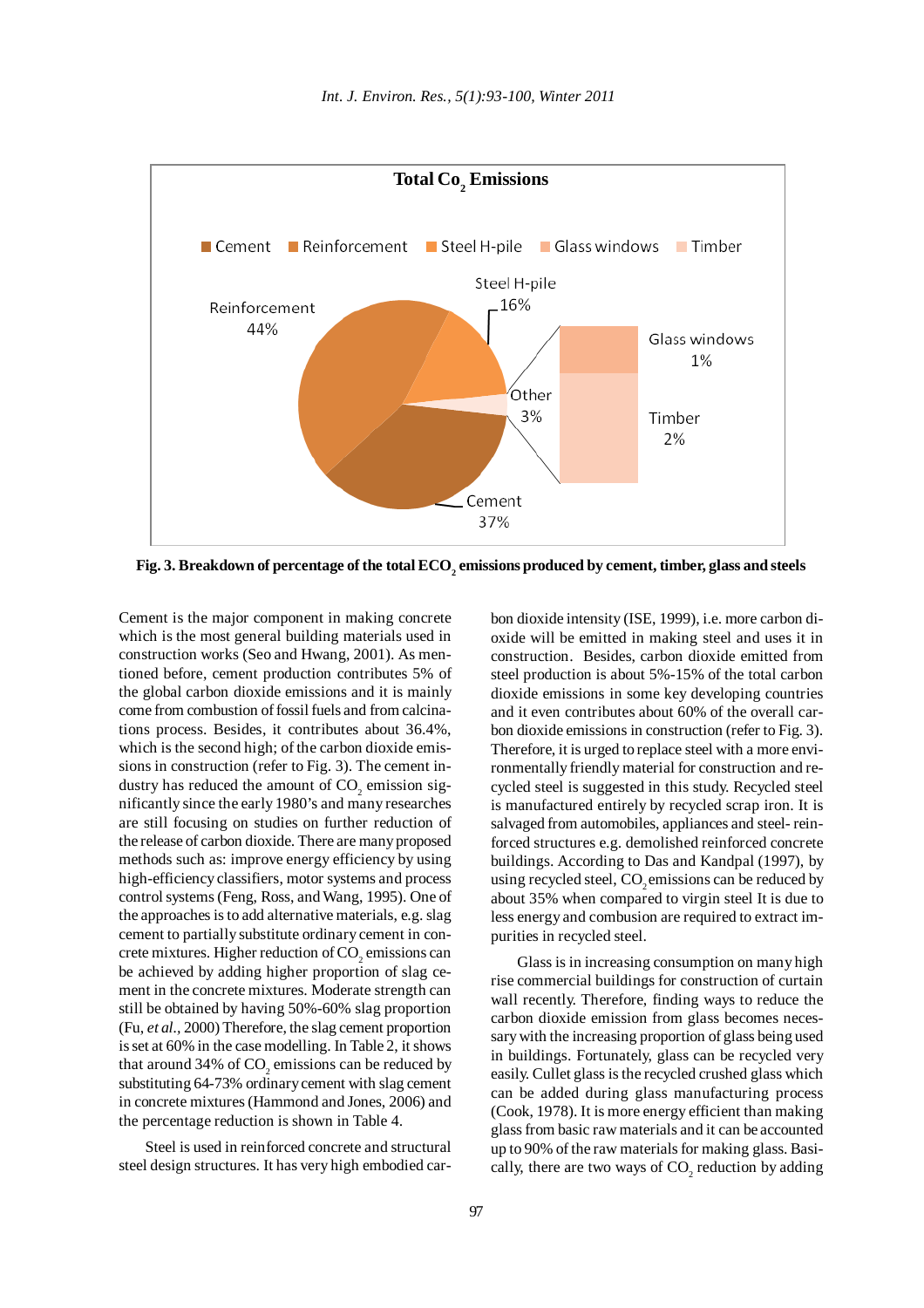**Fig. 3. Breakdown of percentage of the total ECO$_2$ emissions produced by cement, timber, glass and steels**

Cement is the major component in making concrete which is the most general building materials used in construction works (Seo and Hwang, 2001). As mentioned before, cement production contributes 5% of the global carbon dioxide emissions and it is mainly come from combustion of fossil fuels and from calcinations process. Besides, it contributes about 36.4%, which is the second high; of the carbon dioxide emissions in construction (refer to Fig. 3). The cement industry has reduced the amount of $CO_2$ emission significantly since the early 1980's and many researches are still focusing on studies on further reduction of the release of carbon dioxide. There are many proposed methods such as: improve energy efficiency by using high-efficiency classifiers, motor systems and process control systems (Feng, Ross, and Wang, 1995). One of the approaches is to add alternative materials, e.g. slag cement to partially substitute ordinary cement in concrete mixtures. Higher reduction of $CO_2$ emissions can be achieved by adding higher proportion of slag cement in the concrete mixtures. Moderate strength can still be obtained by having 50%-60% slag proportion (Fu, *et al.*, 2000) Therefore, the slag cement proportion is set at 60% in the case modelling. In Table 2, it shows that around 34% of $CO_2$ emissions can be reduced by substituting 64-73% ordinary cement with slag cement in concrete mixtures (Hammond and Jones, 2006) and the percentage reduction is shown in Table 4.

Steel is used in reinforced concrete and structural steel design structures. It has very high embodied carbon dioxide intensity (ISE, 1999), i.e. more carbon dioxide will be emitted in making steel and uses it in construction. Besides, carbon dioxide emitted from steel production is about 5%-15% of the total carbon dioxide emissions in some key developing countries and it even contributes about 60% of the overall carbon dioxide emissions in construction (refer to Fig. 3). Therefore, it is urged to replace steel with a more environmentally friendly material for construction and recycled steel is suggested in this study. Recycled steel is manufactured entirely by recycled scrap iron. It is salvaged from automobiles, appliances and steel- reinforced structures e.g. demolished reinforced concrete buildings. According to Das and Kandpal (1997), by using recycled steel, $CO_2$ emissions can be reduced by about 35% when compared to virgin steel It is due to less energy and combustion are required to extract impurities in recycled steel.

Glass is in increasing consumption on many high rise commercial buildings for construction of curtain wall recently. Therefore, finding ways to reduce the carbon dioxide emission from glass becomes necessary with the increasing proportion of glass being used in buildings. Fortunately, glass can be recycled very easily. Cullet glass is the recycled crushed glass which can be added during glass manufacturing process (Cook, 1978). It is more energy efficient than making glass from basic raw materials and it can be accounted up to 90% of the raw materials for making glass. Basically, there are two ways of $CO_2$ reduction by adding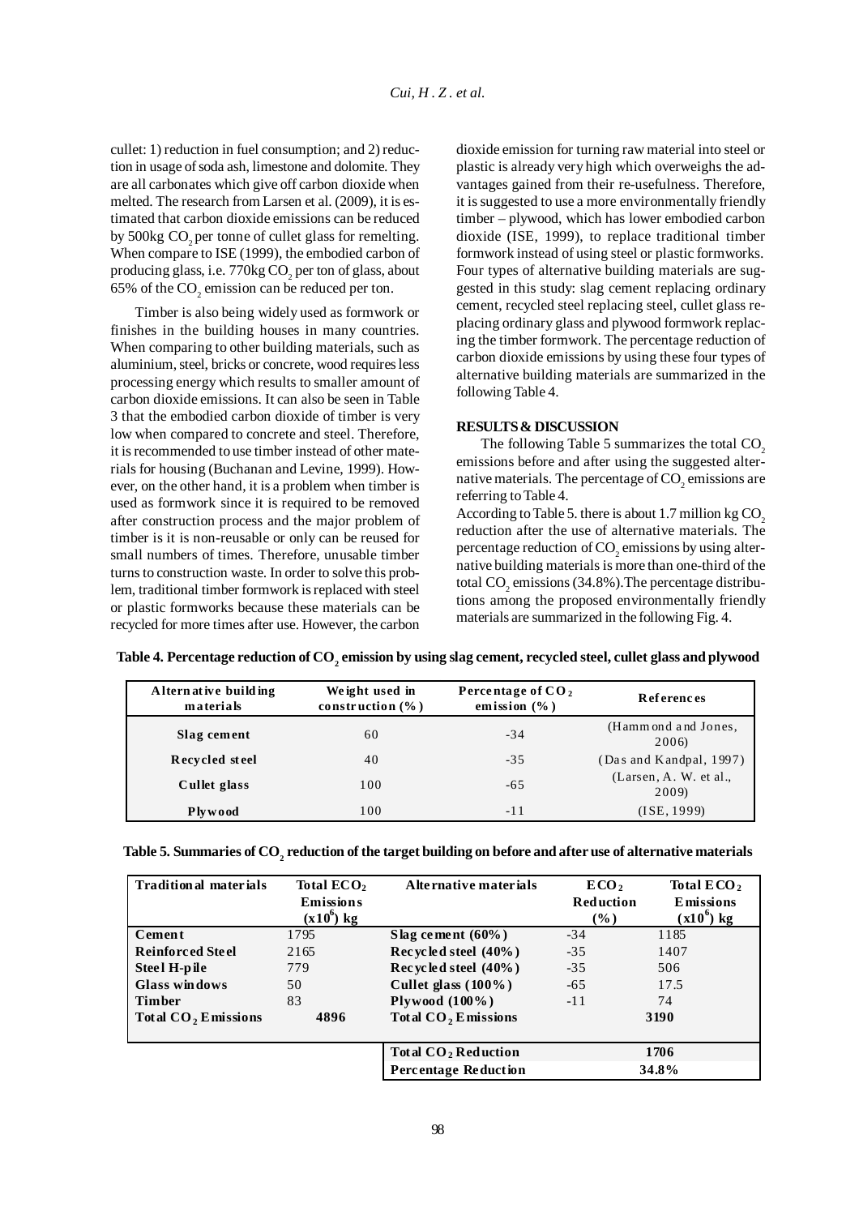cullet: 1) reduction in fuel consumption; and 2) reduction in usage of soda ash, limestone and dolomite. They are all carbonates which give off carbon dioxide when melted. The research from Larsen et al. (2009), it is estimated that carbon dioxide emissions can be reduced by 500kg $CO_2$ per tonne of cullet glass for remelting. When compare to ISE (1999), the embodied carbon of producing glass, i.e. 770kg $CO_2$ per ton of glass, about 65% of the $CO_2$ emission can be reduced per ton.

Timber is also being widely used as formwork or finishes in the building houses in many countries. When comparing to other building materials, such as aluminium, steel, bricks or concrete, wood requires less processing energy which results to smaller amount of carbon dioxide emissions. It can also be seen in Table 3 that the embodied carbon dioxide of timber is very low when compared to concrete and steel. Therefore, it is recommended to use timber instead of other materials for housing (Buchanan and Levine, 1999). However, on the other hand, it is a problem when timber is used as formwork since it is required to be removed after construction process and the major problem of timber is it is non-reusable or only can be reused for small numbers of times. Therefore, unusable timber turns to construction waste. In order to solve this problem, traditional timber formwork is replaced with steel or plastic formworks because these materials can be recycled for more times after use. However, the carbon dioxide emission for turning raw material into steel or plastic is already very high which overweighs the advantages gained from their re-usefulness. Therefore, it is suggested to use a more environmentally friendly timber – plywood, which has lower embodied carbon dioxide (ISE, 1999), to replace traditional timber formwork instead of using steel or plastic formworks. Four types of alternative building materials are suggested in this study: slag cement replacing ordinary cement, recycled steel replacing steel, cullet glass replacing ordinary glass and plywood formwork replacing the timber formwork. The percentage reduction of carbon dioxide emissions by using these four types of alternative building materials are summarized in the following Table 4.

## RESULTS & DISCUSSION

The following Table 5 summarizes the total $CO_2$ emissions before and after using the suggested alternative materials. The percentage of $CO_2$ emissions are referring to Table 4.

According to Table 5. there is about 1.7 million kg $CO_2$ reduction after the use of alternative materials. The percentage reduction of $CO_2$ emissions by using alternative building materials is more than one-third of the total $CO_2$ emissions (34.8%).The percentage distributions among the proposed environmentally friendly materials are summarized in the following Fig. 4.

**Table 4. Percentage reduction of $CO_2$ emission by using slag cement, recycled steel, cullet glass and plywood**

| Alternative building materials | Weight used in construction (%) | Percentage of $CO_2$ emission (%) | References |
|---|---|---|---|
| **Slag cement** | 60 | -34 | (Hammond and Jones, 2006) |
| **Recycled steel** | 40 | -35 | (Das and Kandpal, 1997) |
| **Cullet glass** | 100 | -65 | (Larsen, A. W. et al., 2009) |
| **Plywood** | 100 | -11 | (ISE, 1999) |

**Table 5. Summaries of $CO_2$ reduction of the target building on before and after use of alternative materials**

| Traditional materials | Total $ECO_2$ Emissions ($x10^6$) kg | Alternative materials | $ECO_2$ Reduction (%) | Total $ECO_2$ Emissions ($x10^6$) kg |
|---|---|---|---|---|
| **Cement** | 1795 | **Slag cement (60%)** | -34 | 1185 |
| **Reinforced Steel** | 2165 | **Recycled steel (40%)** | -35 | 1407 |
| **Steel H-pile** | 779 | **Recycled steel (40%)** | -35 | 506 |
| **Glass windows** | 50 | **Cullet glass (100%)** | -65 | 17.5 |
| **Timber** | 83 | **Plywood (100%)** | -11 | 74 |
| **Total $CO_2$ Emissions** | **4896** | **Total $CO_2$ Emissions** | | **3190** |
| | | **Total $CO_2$ Reduction** | | **1706** |
| | | **Percentage Reduction** | | **34.8%** |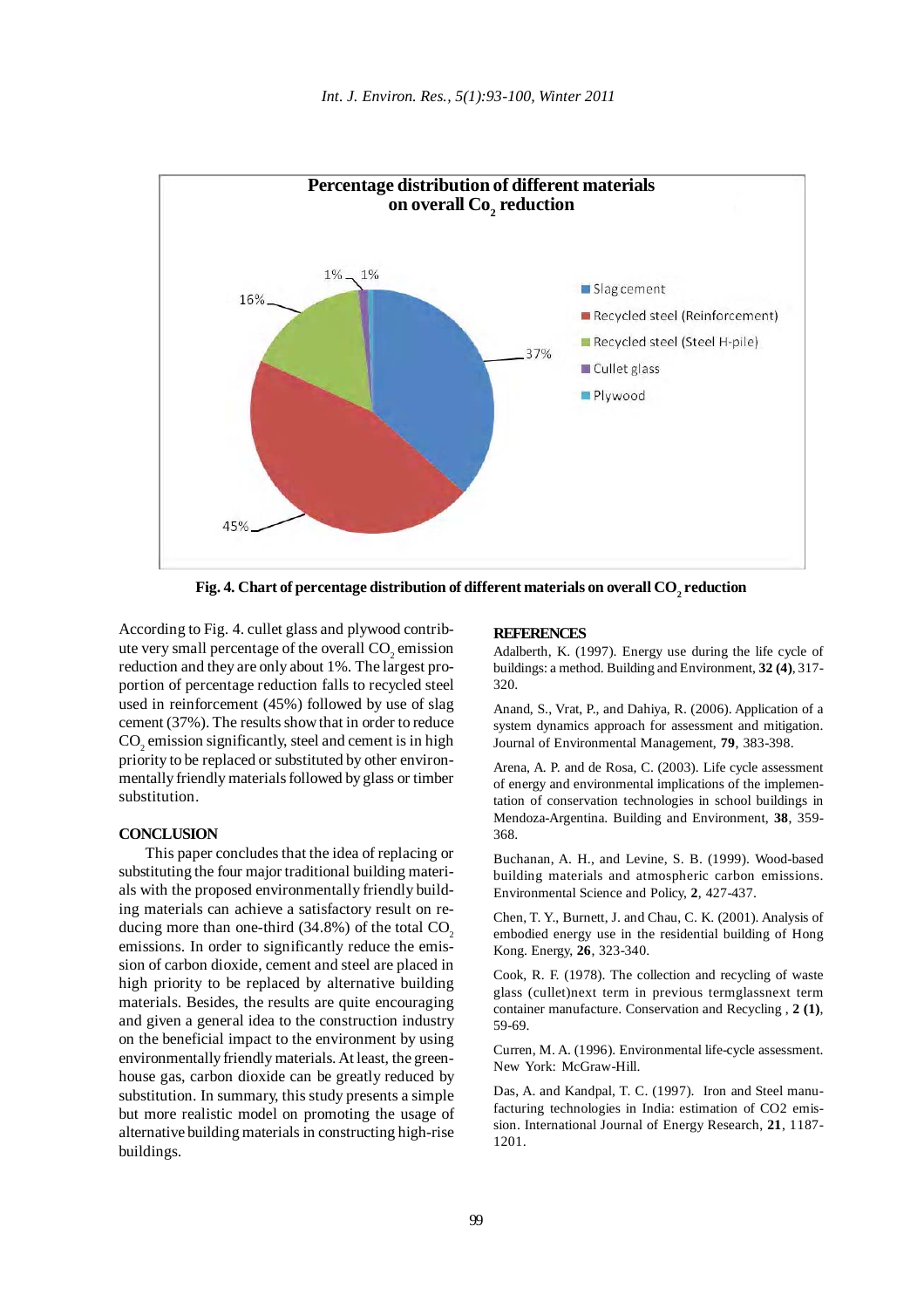Fig. 4. Chart of percentage distribution of different materials on overall $CO_2$ reduction

According to Fig. 4. cullet glass and plywood contribute very small percentage of the overall $CO_2$ emission reduction and they are only about 1%. The largest proportion of percentage reduction falls to recycled steel used in reinforcement (45%) followed by use of slag cement (37%). The results show that in order to reduce $CO_2$ emission significantly, steel and cement is in high priority to be replaced or substituted by other environmentally friendly materials followed by glass or timber substitution.

## CONCLUSION

This paper concludes that the idea of replacing or substituting the four major traditional building materials with the proposed environmentally friendly building materials can achieve a satisfactory result on reducing more than one-third (34.8%) of the total $CO_2$ emissions. In order to significantly reduce the emission of carbon dioxide, cement and steel are placed in high priority to be replaced by alternative building materials. Besides, the results are quite encouraging and given a general idea to the construction industry on the beneficial impact to the environment by using environmentally friendly materials. At least, the greenhouse gas, carbon dioxide can be greatly reduced by substitution. In summary, this study presents a simple but more realistic model on promoting the usage of alternative building materials in constructing high-rise buildings.

## REFERENCES

Adalberth, K. (1997). Energy use during the life cycle of buildings: a method. Building and Environment, **32 (4)**, 317-320.

Anand, S., Vrat, P., and Dahiya, R. (2006). Application of a system dynamics approach for assessment and mitigation. Journal of Environmental Management, **79**, 383-398.

Arena, A. P. and de Rosa, C. (2003). Life cycle assessment of energy and environmental implications of the implementation of conservation technologies in school buildings in Mendoza-Argentina. Building and Environment, **38**, 359-368.

Buchanan, A. H., and Levine, S. B. (1999). Wood-based building materials and atmospheric carbon emissions. Environmental Science and Policy, **2**, 427-437.

Chen, T. Y., Burnett, J. and Chau, C. K. (2001). Analysis of embodied energy use in the residential building of Hong Kong. Energy, **26**, 323-340.

Cook, R. F. (1978). The collection and recycling of waste glass (cullet)next term in previous termglassnext term container manufacture. Conservation and Recycling , **2 (1)**, 59-69.

Curren, M. A. (1996). Environmental life-cycle assessment. New York: McGraw-Hill.

Das, A. and Kandpal, T. C. (1997). Iron and Steel manufacturing technologies in India: estimation of CO2 emission. International Journal of Energy Research, **21**, 1187-1201.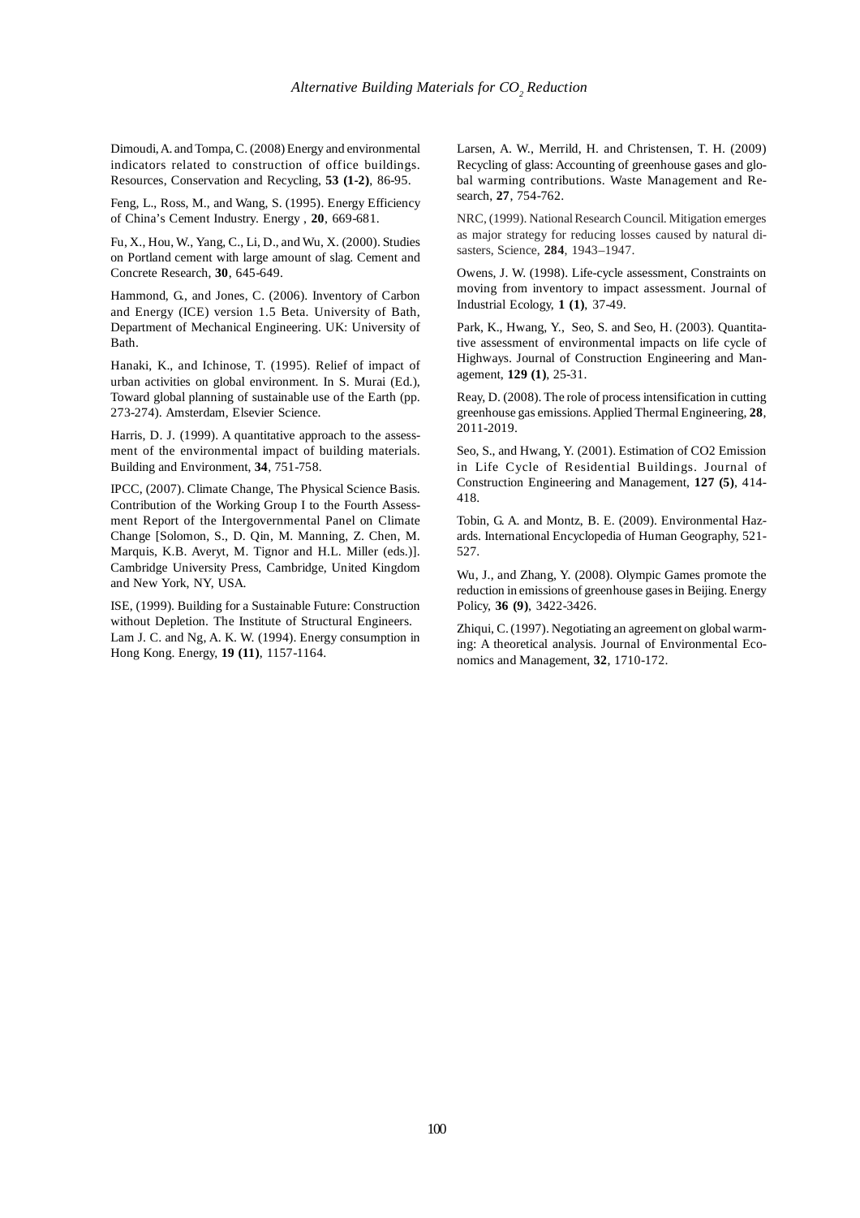Dimoudi, A. and Tompa, C. (2008) Energy and environmental indicators related to construction of office buildings. Resources, Conservation and Recycling, **53 (1-2)**, 86-95.

Feng, L., Ross, M., and Wang, S. (1995). Energy Efficiency of China's Cement Industry. Energy , **20**, 669-681.

Fu, X., Hou, W., Yang, C., Li, D., and Wu, X. (2000). Studies on Portland cement with large amount of slag. Cement and Concrete Research, **30**, 645-649.

Hammond, G., and Jones, C. (2006). Inventory of Carbon and Energy (ICE) version 1.5 Beta. University of Bath, Department of Mechanical Engineering. UK: University of Bath.

Hanaki, K., and Ichinose, T. (1995). Relief of impact of urban activities on global environment. In S. Murai (Ed.), Toward global planning of sustainable use of the Earth (pp. 273-274). Amsterdam, Elsevier Science.

Harris, D. J. (1999). A quantitative approach to the assessment of the environmental impact of building materials. Building and Environment, **34**, 751-758.

IPCC, (2007). Climate Change, The Physical Science Basis. Contribution of the Working Group I to the Fourth Assessment Report of the Intergovernmental Panel on Climate Change [Solomon, S., D. Qin, M. Manning, Z. Chen, M. Marquis, K.B. Averyt, M. Tignor and H.L. Miller (eds.)]. Cambridge University Press, Cambridge, United Kingdom and New York, NY, USA.

ISE, (1999). Building for a Sustainable Future: Construction without Depletion. The Institute of Structural Engineers.

Lam J. C. and Ng, A. K. W. (1994). Energy consumption in Hong Kong. Energy, **19 (11)**, 1157-1164.

Larsen, A. W., Merrild, H. and Christensen, T. H. (2009) Recycling of glass: Accounting of greenhouse gases and global warming contributions. Waste Management and Research, **27**, 754-762.

NRC, (1999). National Research Council. Mitigation emerges as major strategy for reducing losses caused by natural disasters, Science, **284**, 1943–1947.

Owens, J. W. (1998). Life-cycle assessment, Constraints on moving from inventory to impact assessment. Journal of Industrial Ecology, **1 (1)**, 37-49.

Park, K., Hwang, Y., Seo, S. and Seo, H. (2003). Quantitative assessment of environmental impacts on life cycle of Highways. Journal of Construction Engineering and Management, **129 (1)**, 25-31.

Reay, D. (2008). The role of process intensification in cutting greenhouse gas emissions. Applied Thermal Engineering, **28**, 2011-2019.

Seo, S., and Hwang, Y. (2001). Estimation of CO2 Emission in Life Cycle of Residential Buildings. Journal of Construction Engineering and Management, **127 (5)**, 414-418.

Tobin, G. A. and Montz, B. E. (2009). Environmental Hazards. International Encyclopedia of Human Geography, 521-527.

Wu, J., and Zhang, Y. (2008). Olympic Games promote the reduction in emissions of greenhouse gases in Beijing. Energy Policy, **36 (9)**, 3422-3426.

Zhiqui, C. (1997). Negotiating an agreement on global warming: A theoretical analysis. Journal of Environmental Economics and Management, **32**, 1710-172.